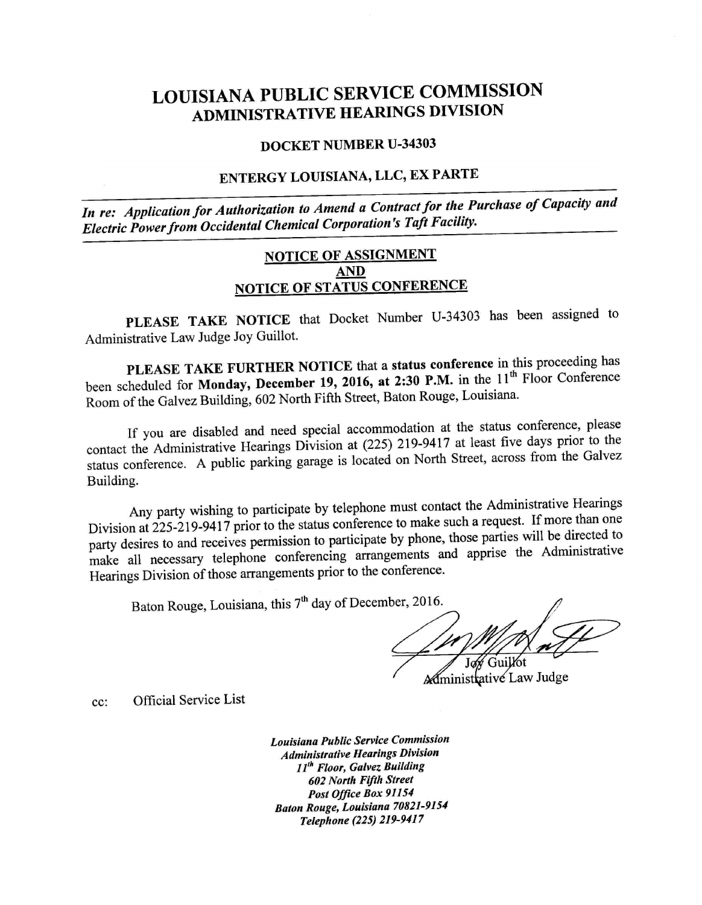# LOUISIANA PUBLIC SERVICE COMMISSION
## ADMINISTRATIVE HEARINGS DIVISION

### DOCKET NUMBER U-34303

### ENTERGY LOUISIANA, LLC, EX PARTE

***In re: Application for Authorization to Amend a Contract for the Purchase of Capacity and Electric Power from Occidental Chemical Corporation's Taft Facility.***

**NOTICE OF ASSIGNMENT**
**AND**
**NOTICE OF STATUS CONFERENCE**

**PLEASE TAKE NOTICE** that Docket Number U-34303 has been assigned to Administrative Law Judge Joy Guillot.

**PLEASE TAKE FURTHER NOTICE** that a **status conference** in this proceeding has been scheduled for **Monday, December 19, 2016, at 2:30 P.M.** in the 11th Floor Conference Room of the Galvez Building, 602 North Fifth Street, Baton Rouge, Louisiana.

If you are disabled and need special accommodation at the status conference, please contact the Administrative Hearings Division at (225) 219-9417 at least five days prior to the status conference. A public parking garage is located on North Street, across from the Galvez Building.

Any party wishing to participate by telephone must contact the Administrative Hearings Division at 225-219-9417 prior to the status conference to make such a request. If more than one party desires to and receives permission to participate by phone, those parties will be directed to make all necessary telephone conferencing arrangements and apprise the Administrative Hearings Division of those arrangements prior to the conference.

Baton Rouge, Louisiana, this 7th day of December, 2016.

Joy Guillot
Administrative Law Judge

cc: Official Service List

*Louisiana Public Service Commission*
*Administrative Hearings Division*
*11th Floor, Galvez Building*
*602 North Fifth Street*
*Post Office Box 91154*
*Baton Rouge, Louisiana 70821-9154*
*Telephone (225) 219-9417*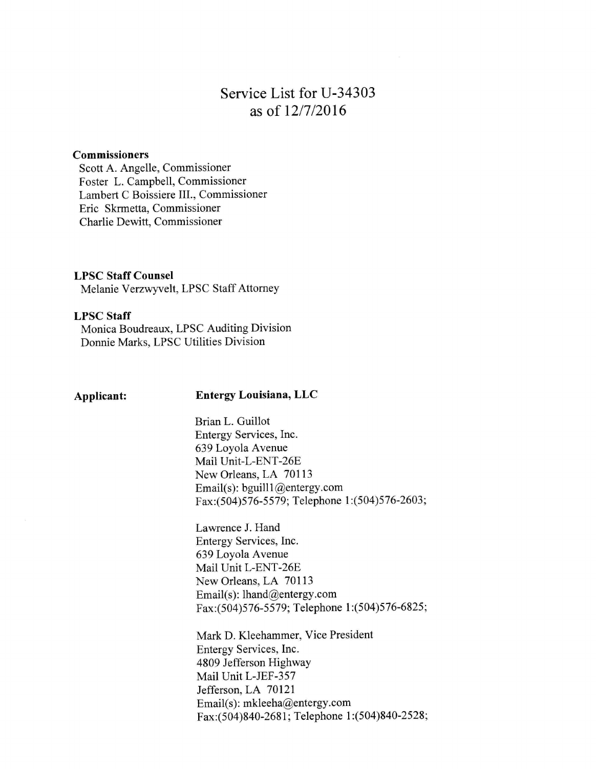# Service List for U-34303
## as of 12/7/2016

**Commissioners**

Scott A. Angelle, Commissioner
Foster L. Campbell, Commissioner
Lambert C Boissiere III., Commissioner
Eric Skrmetta, Commissioner
Charlie Dewitt, Commissioner

**LPSC Staff Counsel**

Melanie Verzwyvelt, LPSC Staff Attorney

**LPSC Staff**

Monica Boudreaux, LPSC Auditing Division
Donnie Marks, LPSC Utilities Division

**Applicant:** **Entergy Louisiana, LLC**

Brian L. Guillot
Entergy Services, Inc.
639 Loyola Avenue
Mail Unit-L-ENT-26E
New Orleans, LA 70113
Email(s): bguill1@entergy.com
Fax:(504)576-5579; Telephone 1:(504)576-2603;

Lawrence J. Hand
Entergy Services, Inc.
639 Loyola Avenue
Mail Unit L-ENT-26E
New Orleans, LA 70113
Email(s): lhand@entergy.com
Fax:(504)576-5579; Telephone 1:(504)576-6825;

Mark D. Kleehammer, Vice President
Entergy Services, Inc.
4809 Jefferson Highway
Mail Unit L-JEF-357
Jefferson, LA 70121
Email(s): mkleeha@entergy.com
Fax:(504)840-2681; Telephone 1:(504)840-2528;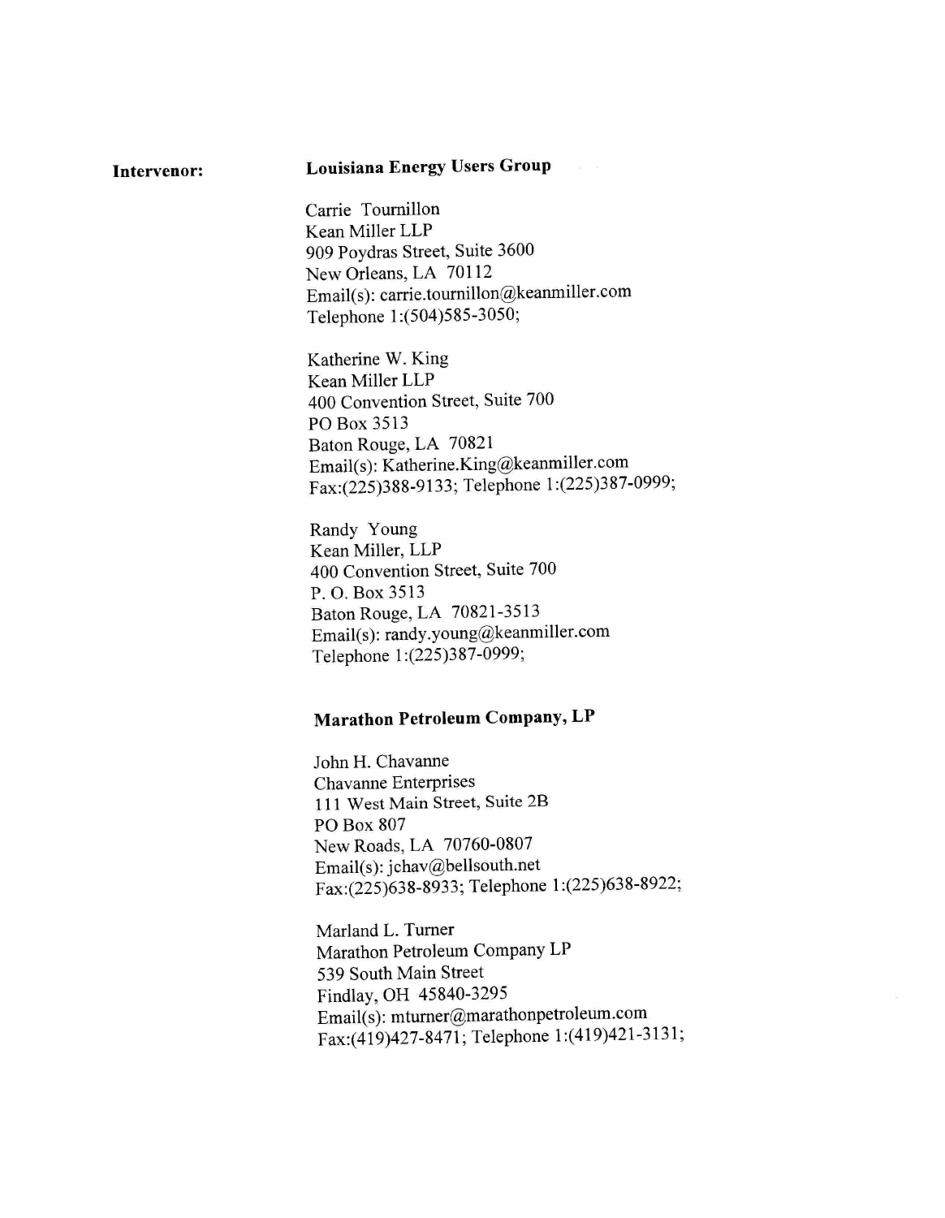**Intervenor:**

**Louisiana Energy Users Group**

Carrie Tournillon
Kean Miller LLP
909 Poydras Street, Suite 3600
New Orleans, LA 70112
Email(s): carrie.tournillon@keanmiller.com
Telephone 1:(504)585-3050;

Katherine W. King
Kean Miller LLP
400 Convention Street, Suite 700
PO Box 3513
Baton Rouge, LA 70821
Email(s): Katherine.King@keanmiller.com
Fax:(225)388-9133; Telephone 1:(225)387-0999;

Randy Young
Kean Miller, LLP
400 Convention Street, Suite 700
P. O. Box 3513
Baton Rouge, LA 70821-3513
Email(s): randy.young@keanmiller.com
Telephone 1:(225)387-0999;

**Marathon Petroleum Company, LP**

John H. Chavanne
Chavanne Enterprises
111 West Main Street, Suite 2B
PO Box 807
New Roads, LA 70760-0807
Email(s): jchav@bellsouth.net
Fax:(225)638-8933; Telephone 1:(225)638-8922;

Marland L. Turner
Marathon Petroleum Company LP
539 South Main Street
Findlay, OH 45840-3295
Email(s): mturner@marathonpetroleum.com
Fax:(419)427-8471; Telephone 1:(419)421-3131;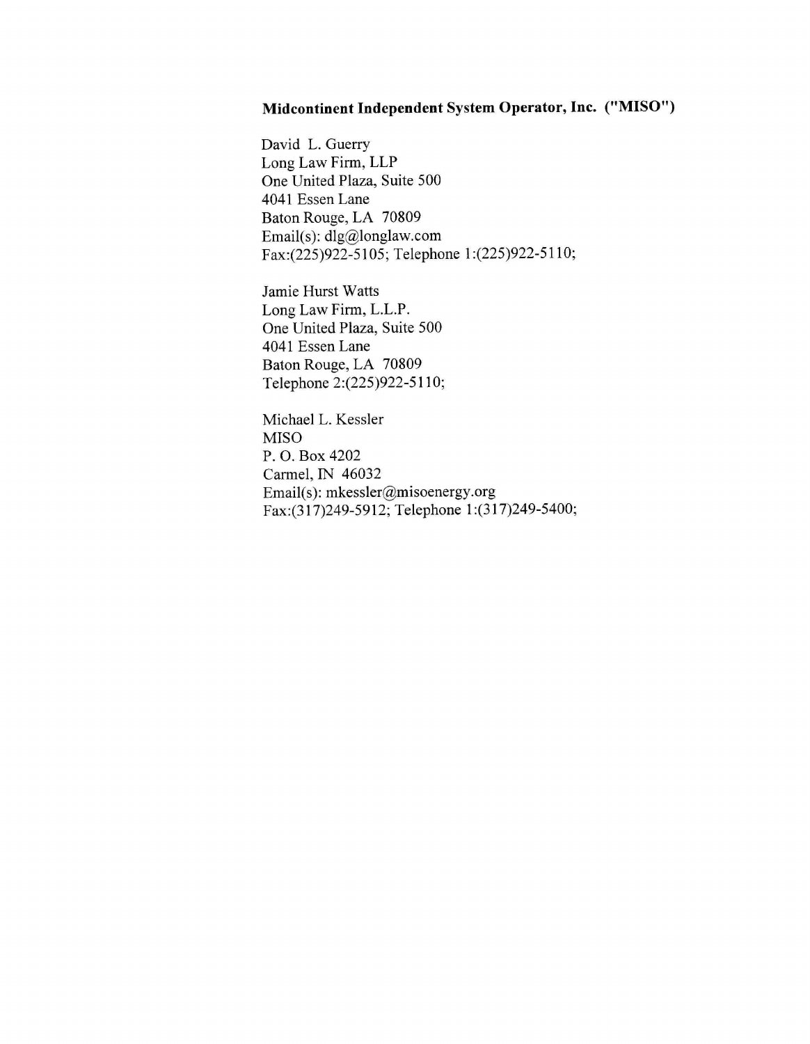**Midcontinent Independent System Operator, Inc. ("MISO")**

David L. Guerry
Long Law Firm, LLP
One United Plaza, Suite 500
4041 Essen Lane
Baton Rouge, LA 70809
Email(s): dlg@longlaw.com
Fax:(225)922-5105; Telephone 1:(225)922-5110;

Jamie Hurst Watts
Long Law Firm, L.L.P.
One United Plaza, Suite 500
4041 Essen Lane
Baton Rouge, LA 70809
Telephone 2:(225)922-5110;

Michael L. Kessler
MISO
P. O. Box 4202
Carmel, IN 46032
Email(s): mkessler@misoenergy.org
Fax:(317)249-5912; Telephone 1:(317)249-5400;